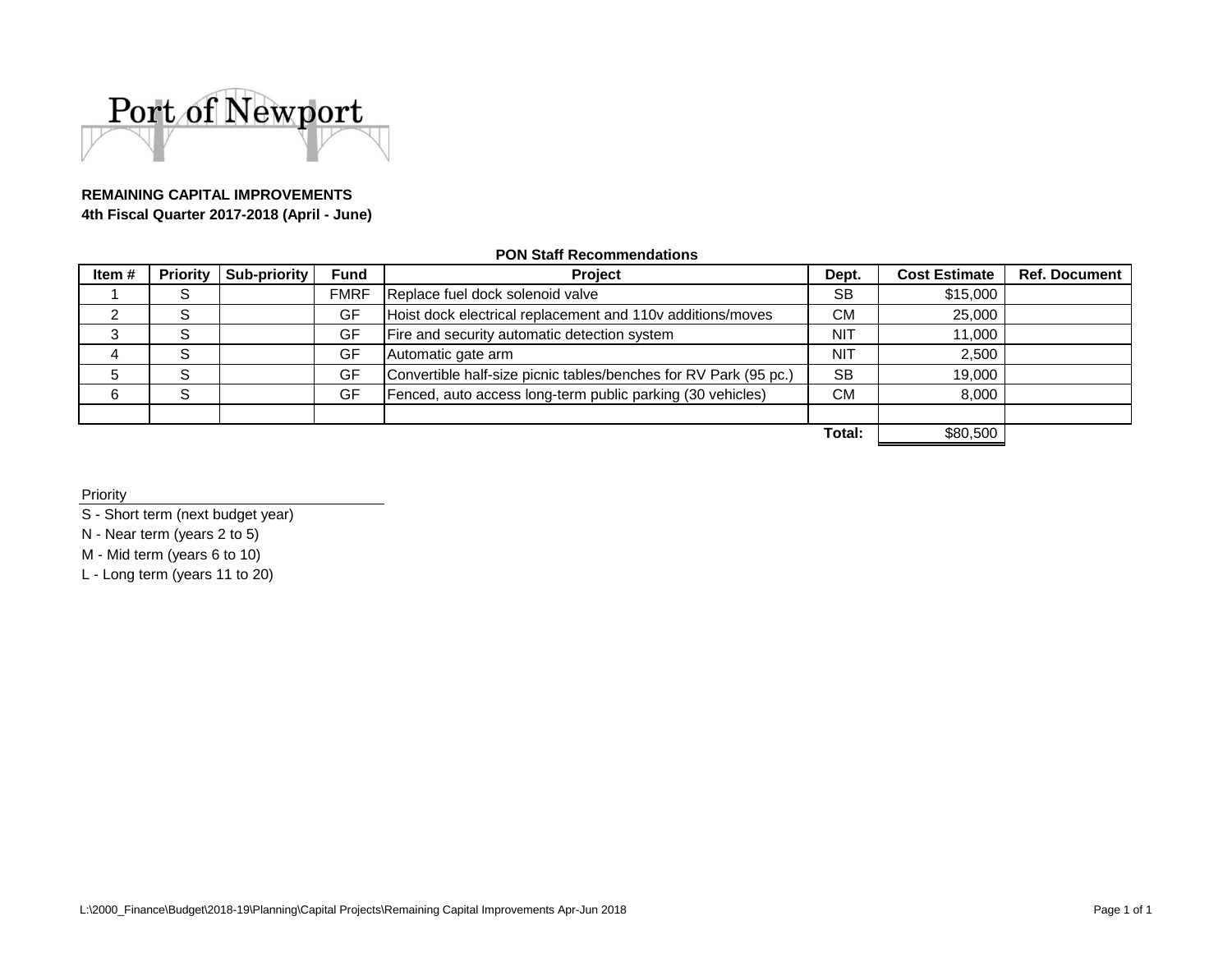Port of Newport

**REMAINING CAPITAL IMPROVEMENTS**
**4th Fiscal Quarter 2017-2018 (April - June)**

**PON Staff Recommendations**

| Item # | Priority | Sub-priority | Fund | Project | Dept. | Cost Estimate | Ref. Document |
|---|---|---|---|---|---|---|---|
| 1 | S | | FMRF | Replace fuel dock solenoid valve | SB | $15,000 | |
| 2 | S | | GF | Hoist dock electrical replacement and 110v additions/moves | CM | 25,000 | |
| 3 | S | | GF | Fire and security automatic detection system | NIT | 11,000 | |
| 4 | S | | GF | Automatic gate arm | NIT | 2,500 | |
| 5 | S | | GF | Convertible half-size picnic tables/benches for RV Park (95 pc.) | SB | 19,000 | |
| 6 | S | | GF | Fenced, auto access long-term public parking (30 vehicles) | CM | 8,000 | |
| | | | | | | | |
| | | | | | **Total:** | $80,500 | |

Priority

S - Short term (next budget year)
N - Near term (years 2 to 5)
M - Mid term (years 6 to 10)
L - Long term (years 11 to 20)

L:\2000_Finance\Budget\2018-19\Planning\Capital Projects\Remaining Capital Improvements Apr-Jun 2018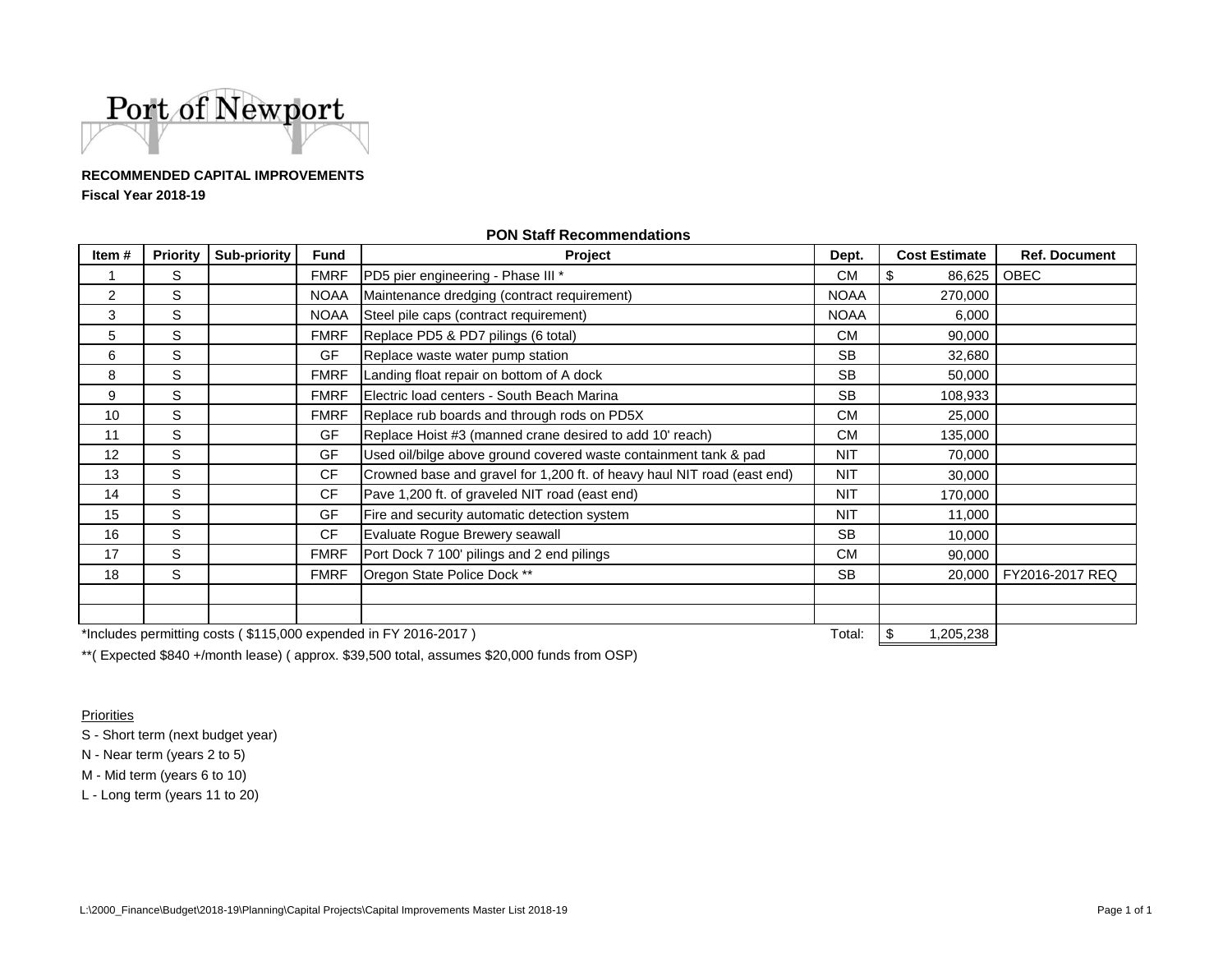Port of Newport

**RECOMMENDED CAPITAL IMPROVEMENTS**
**Fiscal Year 2018-19**

**PON Staff Recommendations**

| Item # | Priority | Sub-priority | Fund | Project | Dept. | Cost Estimate | Ref. Document |
|---|---|---|---|---|---|---|---|
| 1 | S | | FMRF | PD5 pier engineering - Phase III * | CM | $ 86,625 | OBEC |
| 2 | S | | NOAA | Maintenance dredging (contract requirement) | NOAA | 270,000 | |
| 3 | S | | NOAA | Steel pile caps (contract requirement) | NOAA | 6,000 | |
| 5 | S | | FMRF | Replace PD5 & PD7 pilings (6 total) | CM | 90,000 | |
| 6 | S | | GF | Replace waste water pump station | SB | 32,680 | |
| 8 | S | | FMRF | Landing float repair on bottom of A dock | SB | 50,000 | |
| 9 | S | | FMRF | Electric load centers - South Beach Marina | SB | 108,933 | |
| 10 | S | | FMRF | Replace rub boards and through rods on PD5X | CM | 25,000 | |
| 11 | S | | GF | Replace Hoist #3 (manned crane desired to add 10' reach) | CM | 135,000 | |
| 12 | S | | GF | Used oil/bilge above ground covered waste containment tank & pad | NIT | 70,000 | |
| 13 | S | | CF | Crowned base and gravel for 1,200 ft. of heavy haul NIT road (east end) | NIT | 30,000 | |
| 14 | S | | CF | Pave 1,200 ft. of graveled NIT road (east end) | NIT | 170,000 | |
| 15 | S | | GF | Fire and security automatic detection system | NIT | 11,000 | |
| 16 | S | | CF | Evaluate Rogue Brewery seawall | SB | 10,000 | |
| 17 | S | | FMRF | Port Dock 7 100' pilings and 2 end pilings | CM | 90,000 | |
| 18 | S | | FMRF | Oregon State Police Dock ** | SB | 20,000 | FY2016-2017 REQ |
| | | | | | | | |
| | | | | | | | |
| | | | | | Total: | $ 1,205,238 | |

*Includes permitting costs ( $115,000 expended in FY 2016-2017 )

**( Expected $840 +/month lease) ( approx. $39,500 total, assumes $20,000 funds from OSP)

Priorities

S - Short term (next budget year)

N - Near term (years 2 to 5)

M - Mid term (years 6 to 10)

L - Long term (years 11 to 20)

L:\2000_Finance\Budget\2018-19\Planning\Capital Projects\Capital Improvements Master List 2018-19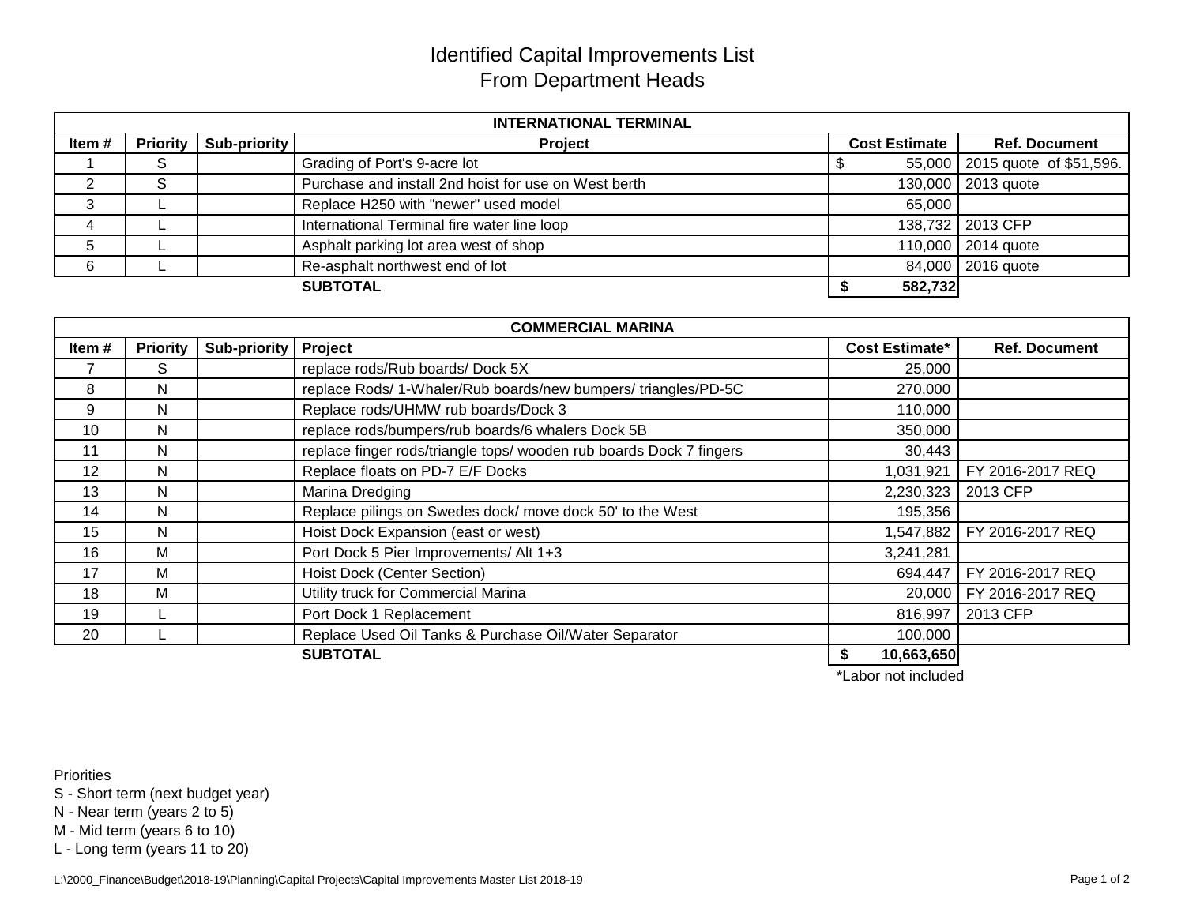# Identified Capital Improvements List
## From Department Heads

| INTERNATIONAL TERMINAL | | | | | |
|---|---|---|---|---|---|
| **Item #** | **Priority** | **Sub-priority** | **Project** | **Cost Estimate** | **Ref. Document** |
| 1 | S | | Grading of Port's 9-acre lot | $ 55,000 | 2015 quote of $51,596. |
| 2 | S | | Purchase and install 2nd hoist for use on West berth | 130,000 | 2013 quote |
| 3 | L | | Replace H250 with "newer" used model | 65,000 | |
| 4 | L | | International Terminal fire water line loop | 138,732 | 2013 CFP |
| 5 | L | | Asphalt parking lot area west of shop | 110,000 | 2014 quote |
| 6 | L | | Re-asphalt northwest end of lot | 84,000 | 2016 quote |
| | | | **SUBTOTAL** | **$ 582,732** | |

| COMMERCIAL MARINA | | | | | |
|---|---|---|---|---|---|
| **Item #** | **Priority** | **Sub-priority** | **Project** | **Cost Estimate*** | **Ref. Document** |
| 7 | S | | replace rods/Rub boards/ Dock 5X | 25,000 | |
| 8 | N | | replace Rods/ 1-Whaler/Rub boards/new bumpers/ triangles/PD-5C | 270,000 | |
| 9 | N | | Replace rods/UHMW rub boards/Dock 3 | 110,000 | |
| 10 | N | | replace rods/bumpers/rub boards/6 whalers Dock 5B | 350,000 | |
| 11 | N | | replace finger rods/triangle tops/ wooden rub boards Dock 7 fingers | 30,443 | |
| 12 | N | | Replace floats on PD-7 E/F Docks | 1,031,921 | FY 2016-2017 REQ |
| 13 | N | | Marina Dredging | 2,230,323 | 2013 CFP |
| 14 | N | | Replace pilings on Swedes dock/ move dock 50' to the West | 195,356 | |
| 15 | N | | Hoist Dock Expansion (east or west) | 1,547,882 | FY 2016-2017 REQ |
| 16 | M | | Port Dock 5 Pier Improvements/ Alt 1+3 | 3,241,281 | |
| 17 | M | | Hoist Dock (Center Section) | 694,447 | FY 2016-2017 REQ |
| 18 | M | | Utility truck for Commercial Marina | 20,000 | FY 2016-2017 REQ |
| 19 | L | | Port Dock 1 Replacement | 816,997 | 2013 CFP |
| 20 | L | | Replace Used Oil Tanks & Purchase Oil/Water Separator | 100,000 | |
| | | | **SUBTOTAL** | **$ 10,663,650** | |

*Labor not included

Priorities
- S - Short term (next budget year)
- N - Near term (years 2 to 5)
- M - Mid term (years 6 to 10)
- L - Long term (years 11 to 20)

L:\2000_Finance\Budget\2018-19\Planning\Capital Projects\Capital Improvements Master List 2018-19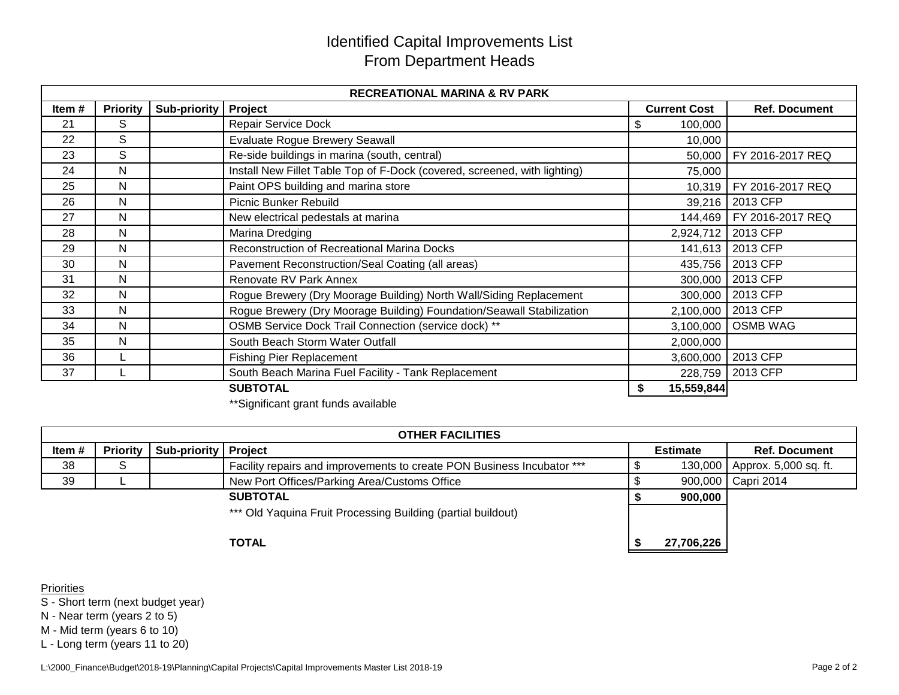# Identified Capital Improvements List
## From Department Heads

| RECREATIONAL MARINA & RV PARK | | | | | |
|---|---|---|---|---|---|
| **Item #** | **Priority** | **Sub-priority** | **Project** | **Current Cost** | **Ref. Document** |
| 21 | S | | Repair Service Dock | $ 100,000 | |
| 22 | S | | Evaluate Rogue Brewery Seawall | 10,000 | |
| 23 | S | | Re-side buildings in marina (south, central) | 50,000 | FY 2016-2017 REQ |
| 24 | N | | Install New Fillet Table Top of F-Dock (covered, screened, with lighting) | 75,000 | |
| 25 | N | | Paint OPS building and marina store | 10,319 | FY 2016-2017 REQ |
| 26 | N | | Picnic Bunker Rebuild | 39,216 | 2013 CFP |
| 27 | N | | New electrical pedestals at marina | 144,469 | FY 2016-2017 REQ |
| 28 | N | | Marina Dredging | 2,924,712 | 2013 CFP |
| 29 | N | | Reconstruction of Recreational Marina Docks | 141,613 | 2013 CFP |
| 30 | N | | Pavement Reconstruction/Seal Coating (all areas) | 435,756 | 2013 CFP |
| 31 | N | | Renovate RV Park Annex | 300,000 | 2013 CFP |
| 32 | N | | Rogue Brewery (Dry Moorage Building) North Wall/Siding Replacement | 300,000 | 2013 CFP |
| 33 | N | | Rogue Brewery (Dry Moorage Building) Foundation/Seawall Stabilization | 2,100,000 | 2013 CFP |
| 34 | N | | OSMB Service Dock Trail Connection (service dock) ** | 3,100,000 | OSMB WAG |
| 35 | N | | South Beach Storm Water Outfall | 2,000,000 | |
| 36 | L | | Fishing Pier Replacement | 3,600,000 | 2013 CFP |
| 37 | L | | South Beach Marina Fuel Facility - Tank Replacement | 228,759 | 2013 CFP |
| | | | **SUBTOTAL** | **$ 15,559,844** | |

**Significant grant funds available

| OTHER FACILITIES | | | | | |
|---|---|---|---|---|---|
| **Item #** | **Priority** | **Sub-priority** | **Project** | **Estimate** | **Ref. Document** |
| 38 | S | | Facility repairs and improvements to create PON Business Incubator *** | $ 130,000 | Approx. 5,000 sq. ft. |
| 39 | L | | New Port Offices/Parking Area/Customs Office | $ 900,000 | Capri 2014 |
| | | | **SUBTOTAL** | **$ 900,000** | |

*** Old Yaquina Fruit Processing Building (partial buildout)

**TOTAL** **$ 27,706,226**

Priorities
S - Short term (next budget year)
N - Near term (years 2 to 5)
M - Mid term (years 6 to 10)
L - Long term (years 11 to 20)

L:\2000_Finance\Budget\2018-19\Planning\Capital Projects\Capital Improvements Master List 2018-19